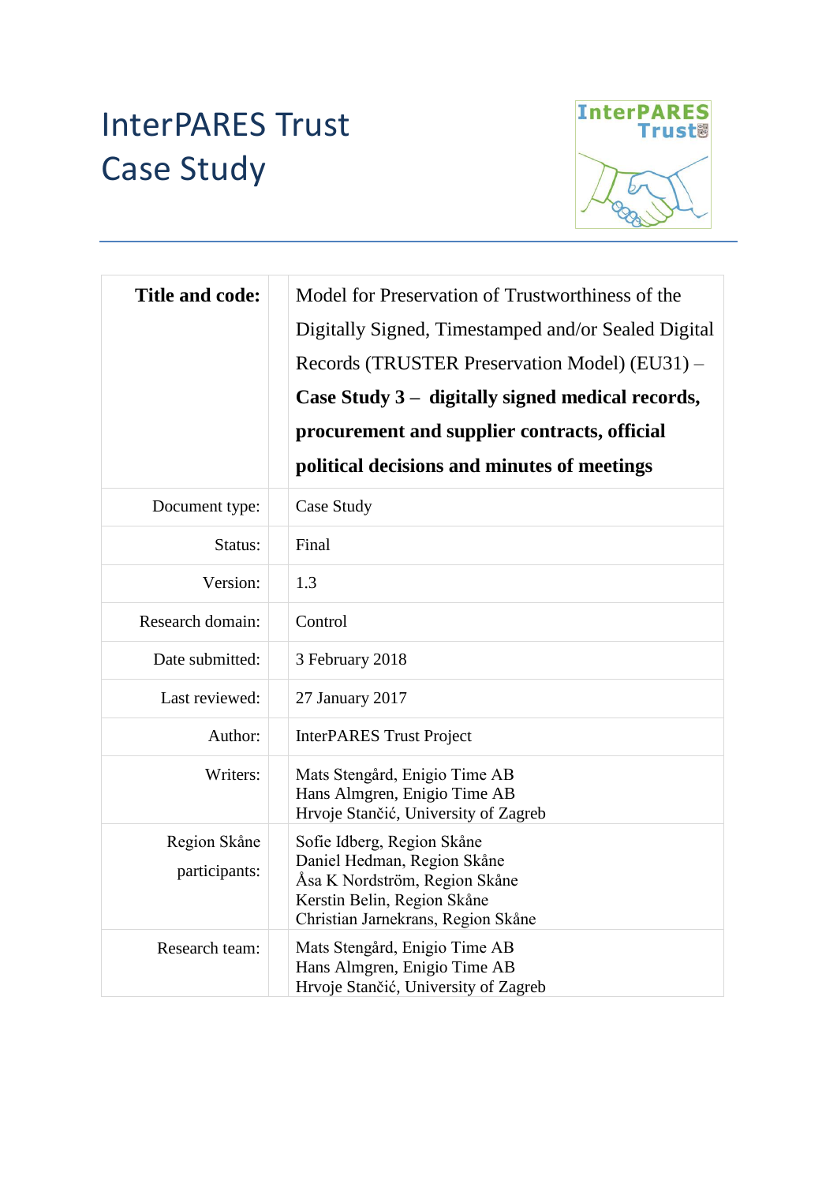# InterPARES Trust Case Study

| Title and code: | Model for Preservation of Trustworthiness of the Digitally Signed, Timestamped and/or Sealed Digital Records (TRUSTER Preservation Model) (EU31) – **Case Study 3 – digitally signed medical records, procurement and supplier contracts, official political decisions and minutes of meetings** |
|---|---|
| Document type: | Case Study |
| Status: | Final |
| Version: | 1.3 |
| Research domain: | Control |
| Date submitted: | 3 February 2018 |
| Last reviewed: | 27 January 2017 |
| Author: | InterPARES Trust Project |
| Writers: | Mats Stengård, Enigio Time AB<br>Hans Almgren, Enigio Time AB<br>Hrvoje Stančić, University of Zagreb |
| Region Skåne participants: | Sofie Idberg, Region Skåne<br>Daniel Hedman, Region Skåne<br>Åsa K Nordström, Region Skåne<br>Kerstin Belin, Region Skåne<br>Christian Jarnekrans, Region Skåne |
| Research team: | Mats Stengård, Enigio Time AB<br>Hans Almgren, Enigio Time AB<br>Hrvoje Stančić, University of Zagreb |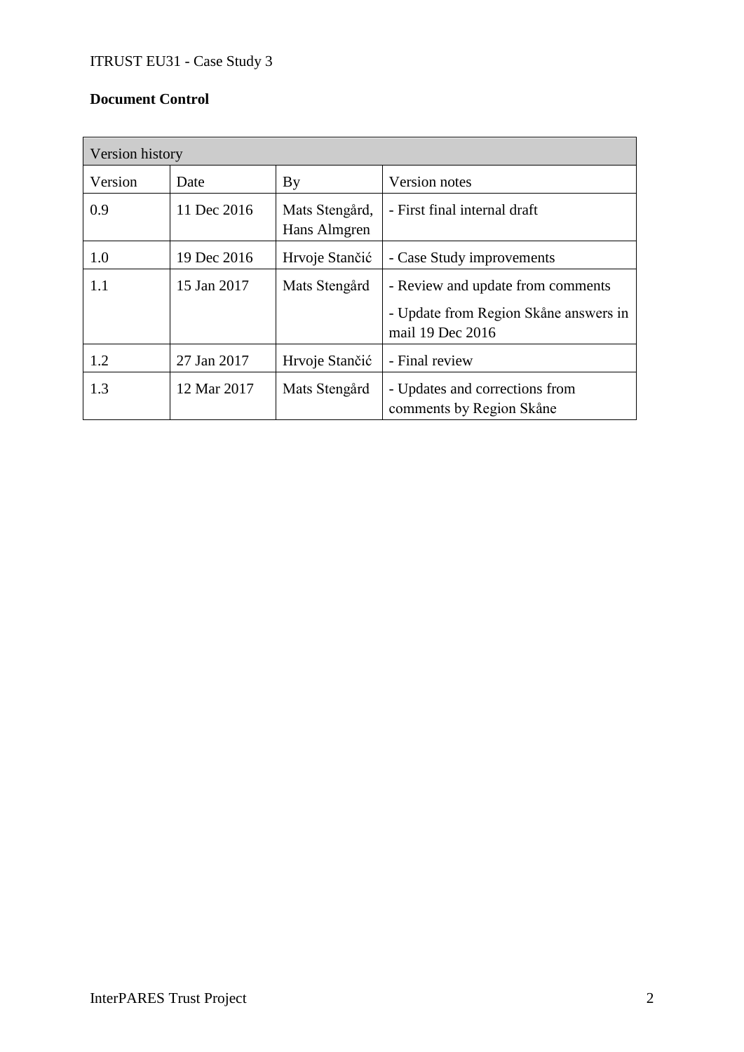**Document Control**

| Version history | | | |
|---|---|---|---|
| Version | Date | By | Version notes |
| 0.9 | 11 Dec 2016 | Mats Stengård, Hans Almgren | - First final internal draft |
| 1.0 | 19 Dec 2016 | Hrvoje Stančić | - Case Study improvements |
| 1.1 | 15 Jan 2017 | Mats Stengård | - Review and update from comments<br>- Update from Region Skåne answers in mail 19 Dec 2016 |
| 1.2 | 27 Jan 2017 | Hrvoje Stančić | - Final review |
| 1.3 | 12 Mar 2017 | Mats Stengård | - Updates and corrections from comments by Region Skåne |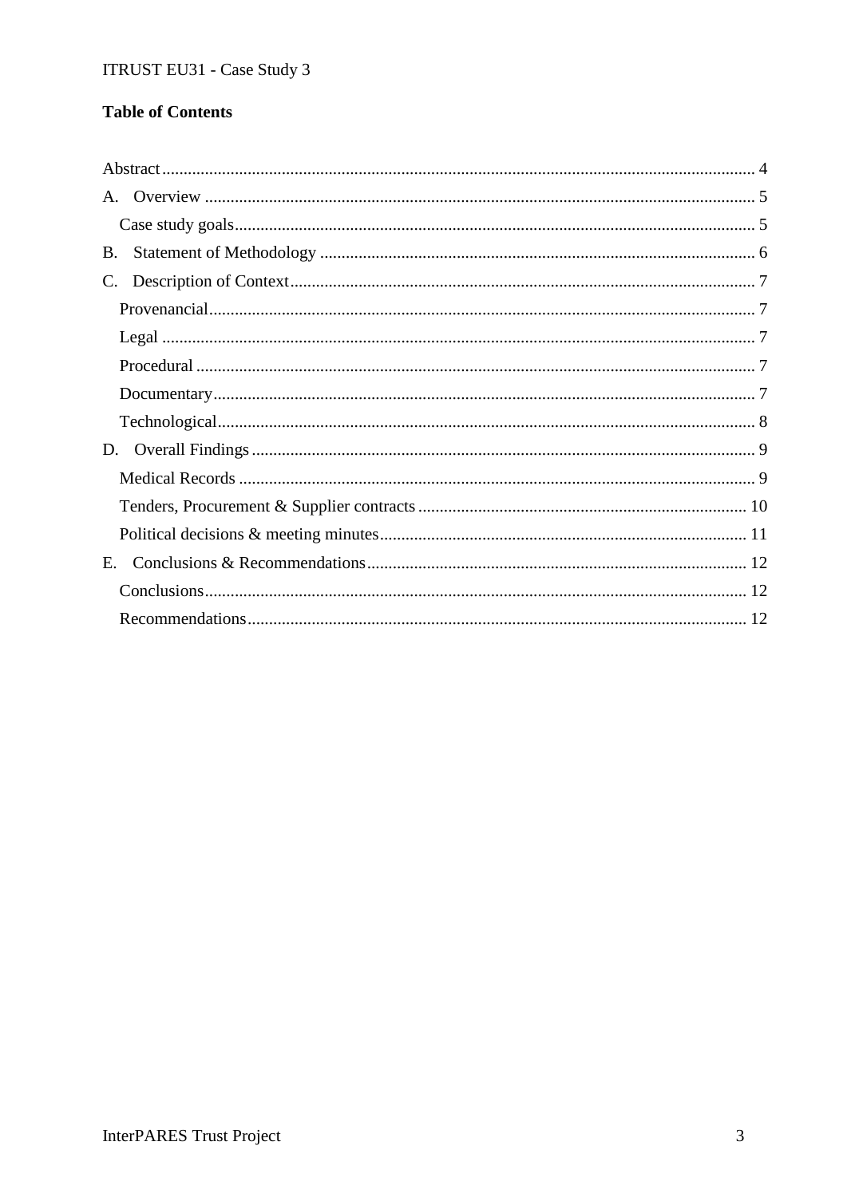**Table of Contents**

Abstract ........................................................................ 4
A. Overview ........................................................................ 5
  Case study goals ........................................................................ 5
B. Statement of Methodology ........................................................................ 6
C. Description of Context ........................................................................ 7
  Provenancial ........................................................................ 7
  Legal ........................................................................ 7
  Procedural ........................................................................ 7
  Documentary ........................................................................ 7
  Technological ........................................................................ 8
D. Overall Findings ........................................................................ 9
  Medical Records ........................................................................ 9
  Tenders, Procurement & Supplier contracts ........................................................................ 10
  Political decisions & meeting minutes ........................................................................ 11
E. Conclusions & Recommendations ........................................................................ 12
  Conclusions ........................................................................ 12
  Recommendations ........................................................................ 12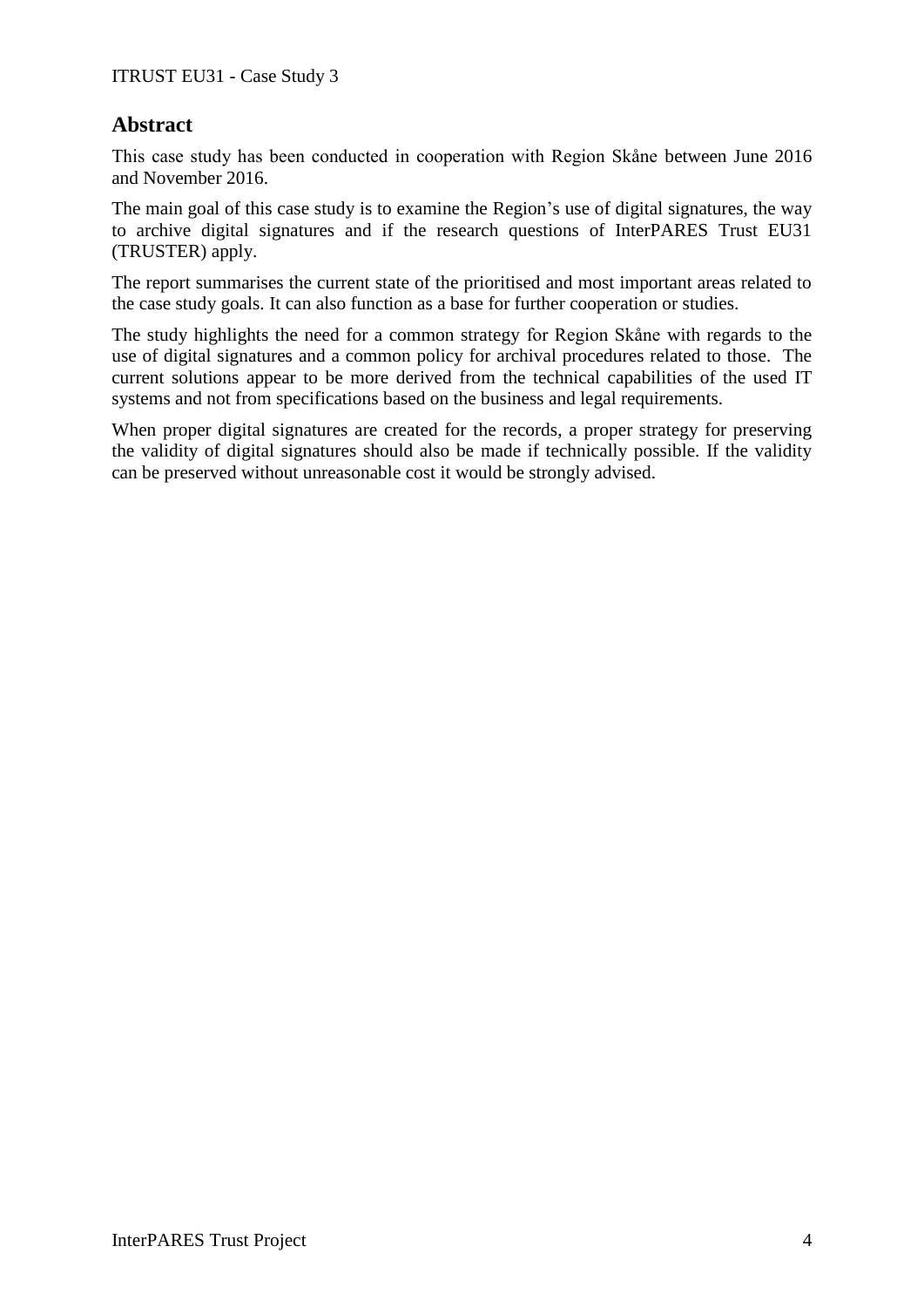## Abstract

This case study has been conducted in cooperation with Region Skåne between June 2016 and November 2016.

The main goal of this case study is to examine the Region's use of digital signatures, the way to archive digital signatures and if the research questions of InterPARES Trust EU31 (TRUSTER) apply.

The report summarises the current state of the prioritised and most important areas related to the case study goals. It can also function as a base for further cooperation or studies.

The study highlights the need for a common strategy for Region Skåne with regards to the use of digital signatures and a common policy for archival procedures related to those. The current solutions appear to be more derived from the technical capabilities of the used IT systems and not from specifications based on the business and legal requirements.

When proper digital signatures are created for the records, a proper strategy for preserving the validity of digital signatures should also be made if technically possible. If the validity can be preserved without unreasonable cost it would be strongly advised.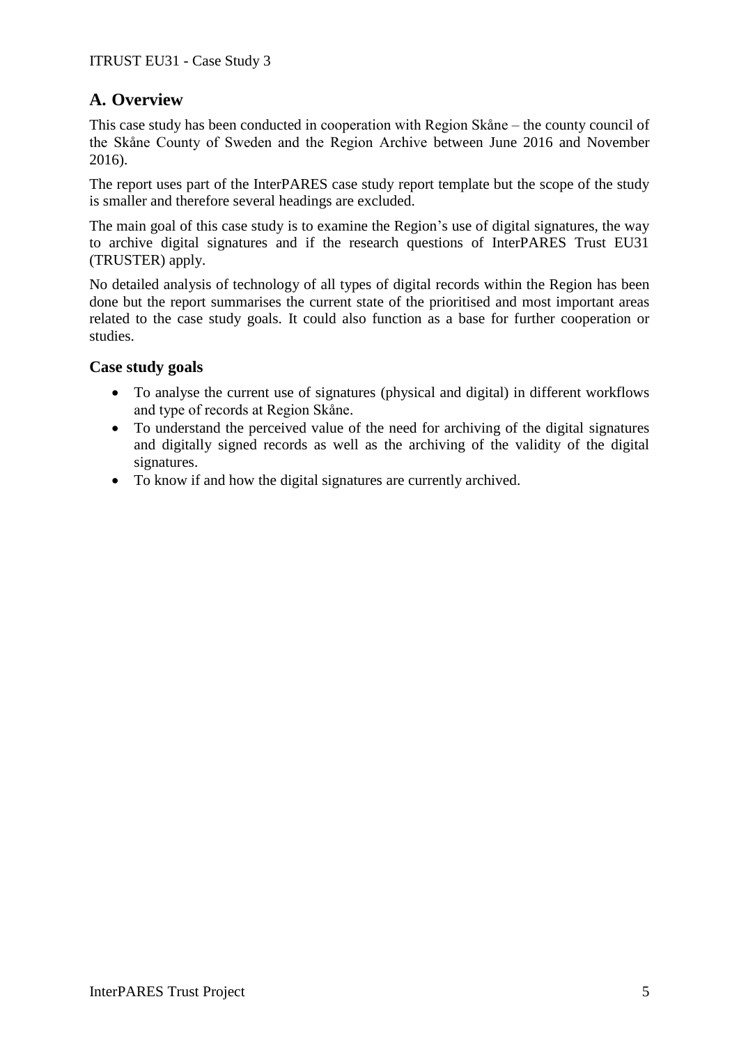## A. Overview

This case study has been conducted in cooperation with Region Skåne – the county council of the Skåne County of Sweden and the Region Archive between June 2016 and November 2016).

The report uses part of the InterPARES case study report template but the scope of the study is smaller and therefore several headings are excluded.

The main goal of this case study is to examine the Region's use of digital signatures, the way to archive digital signatures and if the research questions of InterPARES Trust EU31 (TRUSTER) apply.

No detailed analysis of technology of all types of digital records within the Region has been done but the report summarises the current state of the prioritised and most important areas related to the case study goals. It could also function as a base for further cooperation or studies.

### Case study goals

- To analyse the current use of signatures (physical and digital) in different workflows and type of records at Region Skåne.
- To understand the perceived value of the need for archiving of the digital signatures and digitally signed records as well as the archiving of the validity of the digital signatures.
- To know if and how the digital signatures are currently archived.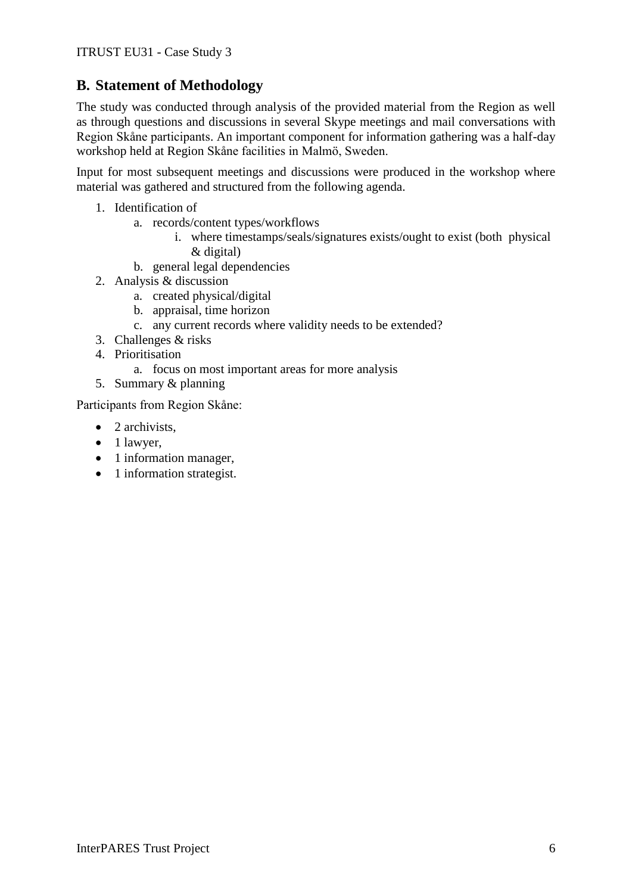## B. Statement of Methodology

The study was conducted through analysis of the provided material from the Region as well as through questions and discussions in several Skype meetings and mail conversations with Region Skåne participants. An important component for information gathering was a half-day workshop held at Region Skåne facilities in Malmö, Sweden.

Input for most subsequent meetings and discussions were produced in the workshop where material was gathered and structured from the following agenda.

1. Identification of
   a. records/content types/workflows
      i. where timestamps/seals/signatures exists/ought to exist (both physical & digital)
   b. general legal dependencies
2. Analysis & discussion
   a. created physical/digital
   b. appraisal, time horizon
   c. any current records where validity needs to be extended?
3. Challenges & risks
4. Prioritisation
   a. focus on most important areas for more analysis
5. Summary & planning

Participants from Region Skåne:

- 2 archivists,
- 1 lawyer,
- 1 information manager,
- 1 information strategist.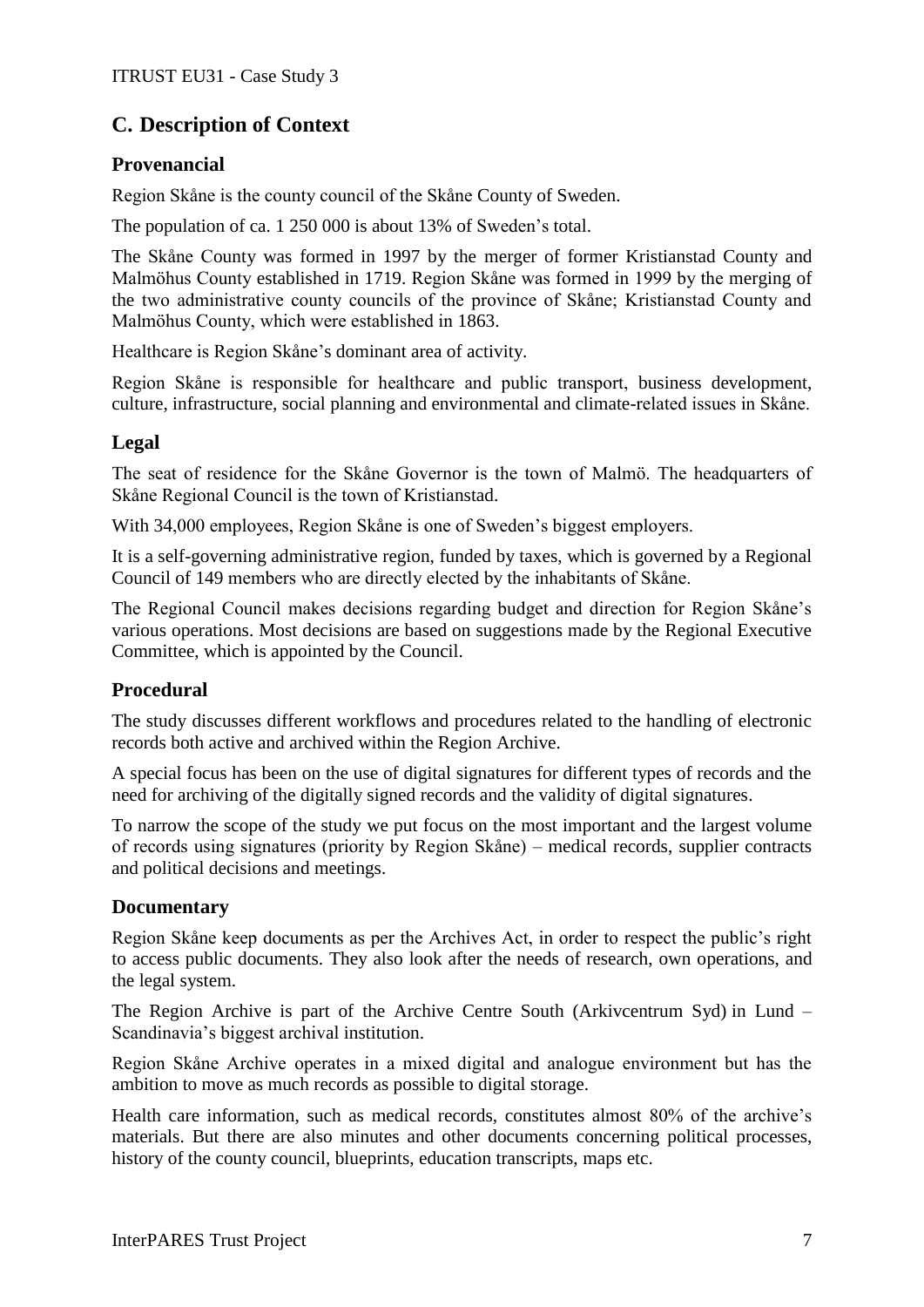## C. Description of Context

### Provenancial

Region Skåne is the county council of the Skåne County of Sweden.

The population of ca. 1 250 000 is about 13% of Sweden's total.

The Skåne County was formed in 1997 by the merger of former Kristianstad County and Malmöhus County established in 1719. Region Skåne was formed in 1999 by the merging of the two administrative county councils of the province of Skåne; Kristianstad County and Malmöhus County, which were established in 1863.

Healthcare is Region Skåne's dominant area of activity.

Region Skåne is responsible for healthcare and public transport, business development, culture, infrastructure, social planning and environmental and climate-related issues in Skåne.

### Legal

The seat of residence for the Skåne Governor is the town of Malmö. The headquarters of Skåne Regional Council is the town of Kristianstad.

With 34,000 employees, Region Skåne is one of Sweden's biggest employers.

It is a self-governing administrative region, funded by taxes, which is governed by a Regional Council of 149 members who are directly elected by the inhabitants of Skåne.

The Regional Council makes decisions regarding budget and direction for Region Skåne's various operations. Most decisions are based on suggestions made by the Regional Executive Committee, which is appointed by the Council.

### Procedural

The study discusses different workflows and procedures related to the handling of electronic records both active and archived within the Region Archive.

A special focus has been on the use of digital signatures for different types of records and the need for archiving of the digitally signed records and the validity of digital signatures.

To narrow the scope of the study we put focus on the most important and the largest volume of records using signatures (priority by Region Skåne) – medical records, supplier contracts and political decisions and meetings.

### Documentary

Region Skåne keep documents as per the Archives Act, in order to respect the public's right to access public documents. They also look after the needs of research, own operations, and the legal system.

The Region Archive is part of the Archive Centre South (Arkivcentrum Syd) in Lund – Scandinavia's biggest archival institution.

Region Skåne Archive operates in a mixed digital and analogue environment but has the ambition to move as much records as possible to digital storage.

Health care information, such as medical records, constitutes almost 80% of the archive's materials. But there are also minutes and other documents concerning political processes, history of the county council, blueprints, education transcripts, maps etc.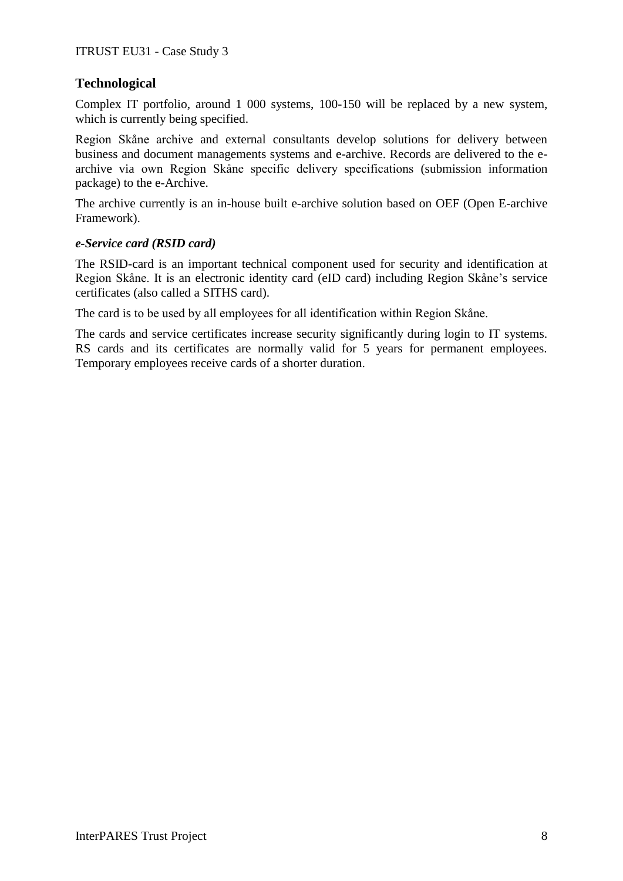## Technological

Complex IT portfolio, around 1 000 systems, 100-150 will be replaced by a new system, which is currently being specified.

Region Skåne archive and external consultants develop solutions for delivery between business and document managements systems and e-archive. Records are delivered to the e-archive via own Region Skåne specific delivery specifications (submission information package) to the e-Archive.

The archive currently is an in-house built e-archive solution based on OEF (Open E-archive Framework).

### *e-Service card (RSID card)*

The RSID-card is an important technical component used for security and identification at Region Skåne. It is an electronic identity card (eID card) including Region Skåne's service certificates (also called a SITHS card).

The card is to be used by all employees for all identification within Region Skåne.

The cards and service certificates increase security significantly during login to IT systems. RS cards and its certificates are normally valid for 5 years for permanent employees. Temporary employees receive cards of a shorter duration.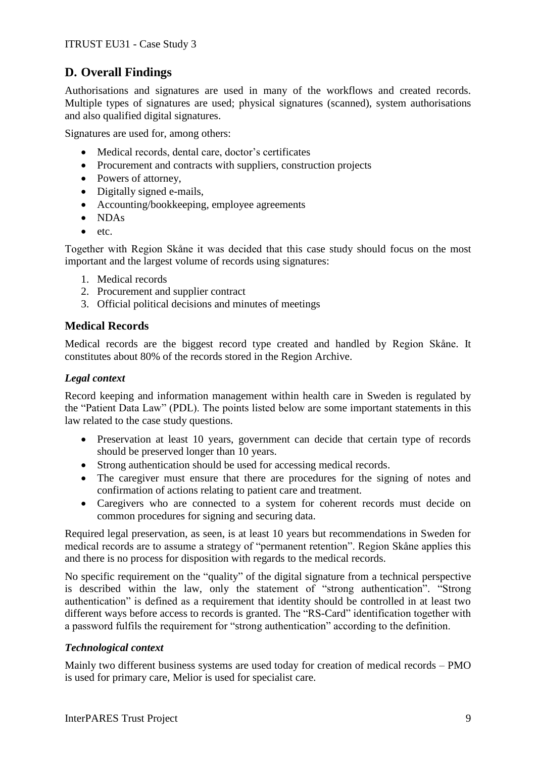## D. Overall Findings

Authorisations and signatures are used in many of the workflows and created records. Multiple types of signatures are used; physical signatures (scanned), system authorisations and also qualified digital signatures.

Signatures are used for, among others:

- Medical records, dental care, doctor's certificates
- Procurement and contracts with suppliers, construction projects
- Powers of attorney,
- Digitally signed e-mails,
- Accounting/bookkeeping, employee agreements
- NDAs
- etc.

Together with Region Skåne it was decided that this case study should focus on the most important and the largest volume of records using signatures:

1. Medical records
2. Procurement and supplier contract
3. Official political decisions and minutes of meetings

### Medical Records

Medical records are the biggest record type created and handled by Region Skåne. It constitutes about 80% of the records stored in the Region Archive.

#### *Legal context*

Record keeping and information management within health care in Sweden is regulated by the "Patient Data Law" (PDL). The points listed below are some important statements in this law related to the case study questions.

- Preservation at least 10 years, government can decide that certain type of records should be preserved longer than 10 years.
- Strong authentication should be used for accessing medical records.
- The caregiver must ensure that there are procedures for the signing of notes and confirmation of actions relating to patient care and treatment.
- Caregivers who are connected to a system for coherent records must decide on common procedures for signing and securing data.

Required legal preservation, as seen, is at least 10 years but recommendations in Sweden for medical records are to assume a strategy of "permanent retention". Region Skåne applies this and there is no process for disposition with regards to the medical records.

No specific requirement on the "quality" of the digital signature from a technical perspective is described within the law, only the statement of "strong authentication". "Strong authentication" is defined as a requirement that identity should be controlled in at least two different ways before access to records is granted. The "RS-Card" identification together with a password fulfils the requirement for "strong authentication" according to the definition.

#### *Technological context*

Mainly two different business systems are used today for creation of medical records – PMO is used for primary care, Melior is used for specialist care.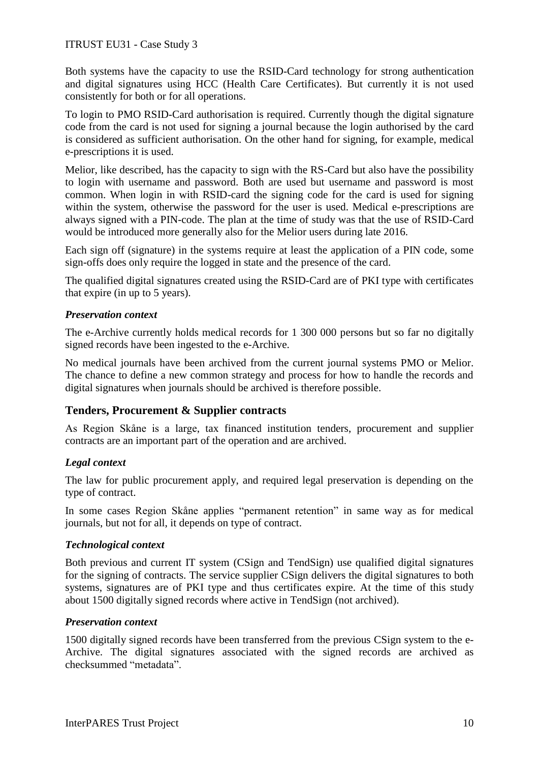Both systems have the capacity to use the RSID-Card technology for strong authentication and digital signatures using HCC (Health Care Certificates). But currently it is not used consistently for both or for all operations.

To login to PMO RSID-Card authorisation is required. Currently though the digital signature code from the card is not used for signing a journal because the login authorised by the card is considered as sufficient authorisation. On the other hand for signing, for example, medical e-prescriptions it is used.

Melior, like described, has the capacity to sign with the RS-Card but also have the possibility to login with username and password. Both are used but username and password is most common. When login in with RSID-card the signing code for the card is used for signing within the system, otherwise the password for the user is used. Medical e-prescriptions are always signed with a PIN-code. The plan at the time of study was that the use of RSID-Card would be introduced more generally also for the Melior users during late 2016.

Each sign off (signature) in the systems require at least the application of a PIN code, some sign-offs does only require the logged in state and the presence of the card.

The qualified digital signatures created using the RSID-Card are of PKI type with certificates that expire (in up to 5 years).

### *Preservation context*

The e-Archive currently holds medical records for 1 300 000 persons but so far no digitally signed records have been ingested to the e-Archive.

No medical journals have been archived from the current journal systems PMO or Melior. The chance to define a new common strategy and process for how to handle the records and digital signatures when journals should be archived is therefore possible.

## Tenders, Procurement & Supplier contracts

As Region Skåne is a large, tax financed institution tenders, procurement and supplier contracts are an important part of the operation and are archived.

### *Legal context*

The law for public procurement apply, and required legal preservation is depending on the type of contract.

In some cases Region Skåne applies “permanent retention” in same way as for medical journals, but not for all, it depends on type of contract.

### *Technological context*

Both previous and current IT system (CSign and TendSign) use qualified digital signatures for the signing of contracts. The service supplier CSign delivers the digital signatures to both systems, signatures are of PKI type and thus certificates expire. At the time of this study about 1500 digitally signed records where active in TendSign (not archived).

### *Preservation context*

1500 digitally signed records have been transferred from the previous CSign system to the e-Archive. The digital signatures associated with the signed records are archived as checksummed “metadata”.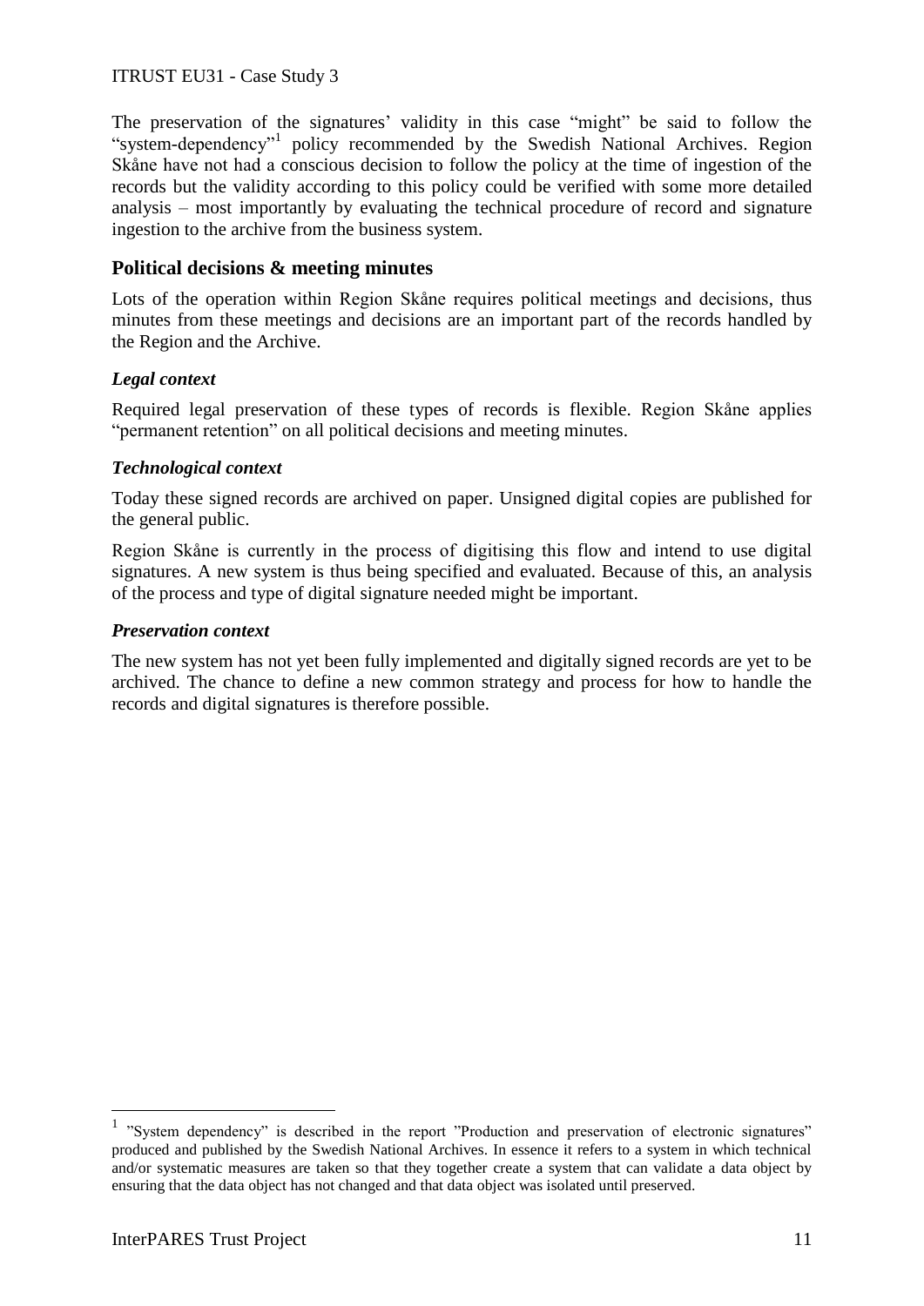The preservation of the signatures' validity in this case "might" be said to follow the "system-dependency"[1] policy recommended by the Swedish National Archives. Region Skåne have not had a conscious decision to follow the policy at the time of ingestion of the records but the validity according to this policy could be verified with some more detailed analysis – most importantly by evaluating the technical procedure of record and signature ingestion to the archive from the business system.

## Political decisions & meeting minutes

Lots of the operation within Region Skåne requires political meetings and decisions, thus minutes from these meetings and decisions are an important part of the records handled by the Region and the Archive.

### *Legal context*

Required legal preservation of these types of records is flexible. Region Skåne applies "permanent retention" on all political decisions and meeting minutes.

### *Technological context*

Today these signed records are archived on paper. Unsigned digital copies are published for the general public.

Region Skåne is currently in the process of digitising this flow and intend to use digital signatures. A new system is thus being specified and evaluated. Because of this, an analysis of the process and type of digital signature needed might be important.

### *Preservation context*

The new system has not yet been fully implemented and digitally signed records are yet to be archived. The chance to define a new common strategy and process for how to handle the records and digital signatures is therefore possible.

---

[1] "System dependency" is described in the report "Production and preservation of electronic signatures" produced and published by the Swedish National Archives. In essence it refers to a system in which technical and/or systematic measures are taken so that they together create a system that can validate a data object by ensuring that the data object has not changed and that data object was isolated until preserved.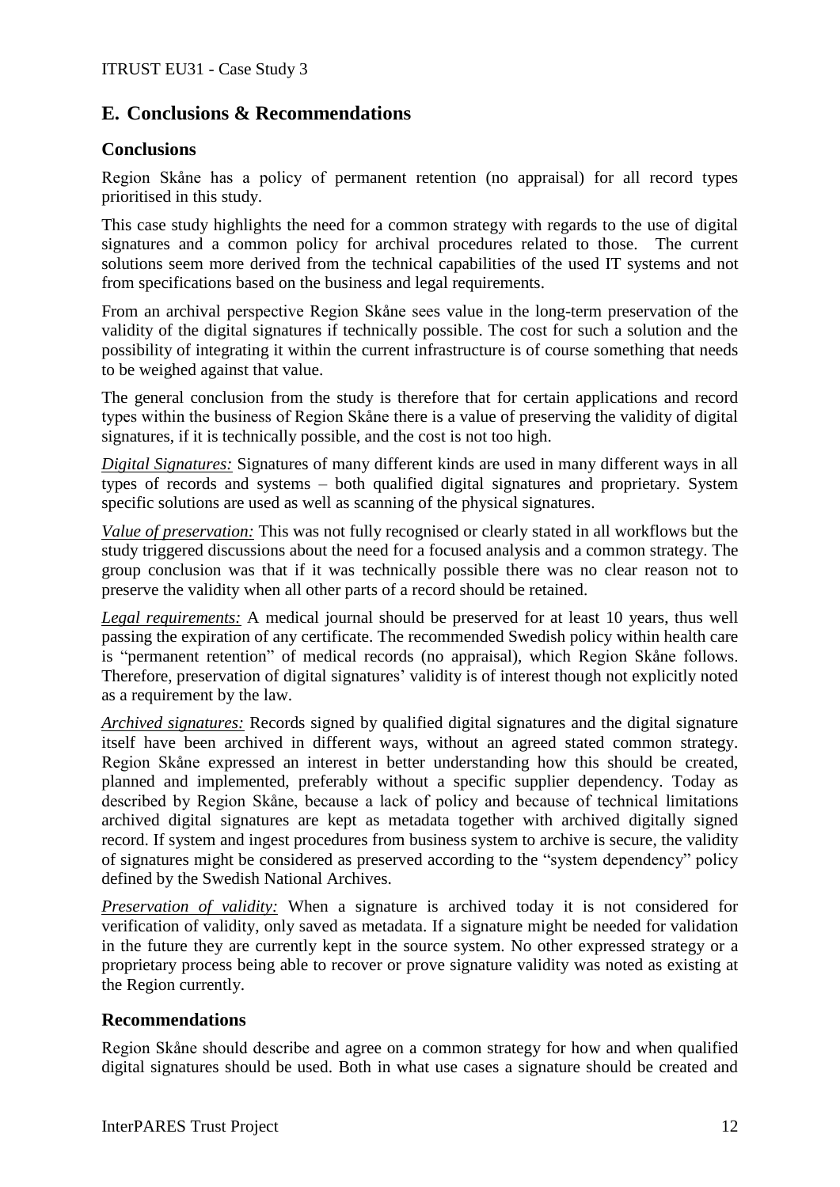## E. Conclusions & Recommendations

### Conclusions

Region Skåne has a policy of permanent retention (no appraisal) for all record types prioritised in this study.

This case study highlights the need for a common strategy with regards to the use of digital signatures and a common policy for archival procedures related to those. The current solutions seem more derived from the technical capabilities of the used IT systems and not from specifications based on the business and legal requirements.

From an archival perspective Region Skåne sees value in the long-term preservation of the validity of the digital signatures if technically possible. The cost for such a solution and the possibility of integrating it within the current infrastructure is of course something that needs to be weighed against that value.

The general conclusion from the study is therefore that for certain applications and record types within the business of Region Skåne there is a value of preserving the validity of digital signatures, if it is technically possible, and the cost is not too high.

*Digital Signatures:* Signatures of many different kinds are used in many different ways in all types of records and systems – both qualified digital signatures and proprietary. System specific solutions are used as well as scanning of the physical signatures.

*Value of preservation:* This was not fully recognised or clearly stated in all workflows but the study triggered discussions about the need for a focused analysis and a common strategy. The group conclusion was that if it was technically possible there was no clear reason not to preserve the validity when all other parts of a record should be retained.

*Legal requirements:* A medical journal should be preserved for at least 10 years, thus well passing the expiration of any certificate. The recommended Swedish policy within health care is "permanent retention" of medical records (no appraisal), which Region Skåne follows. Therefore, preservation of digital signatures' validity is of interest though not explicitly noted as a requirement by the law.

*Archived signatures:* Records signed by qualified digital signatures and the digital signature itself have been archived in different ways, without an agreed stated common strategy. Region Skåne expressed an interest in better understanding how this should be created, planned and implemented, preferably without a specific supplier dependency. Today as described by Region Skåne, because a lack of policy and because of technical limitations archived digital signatures are kept as metadata together with archived digitally signed record. If system and ingest procedures from business system to archive is secure, the validity of signatures might be considered as preserved according to the "system dependency" policy defined by the Swedish National Archives.

*Preservation of validity:* When a signature is archived today it is not considered for verification of validity, only saved as metadata. If a signature might be needed for validation in the future they are currently kept in the source system. No other expressed strategy or a proprietary process being able to recover or prove signature validity was noted as existing at the Region currently.

### Recommendations

Region Skåne should describe and agree on a common strategy for how and when qualified digital signatures should be used. Both in what use cases a signature should be created and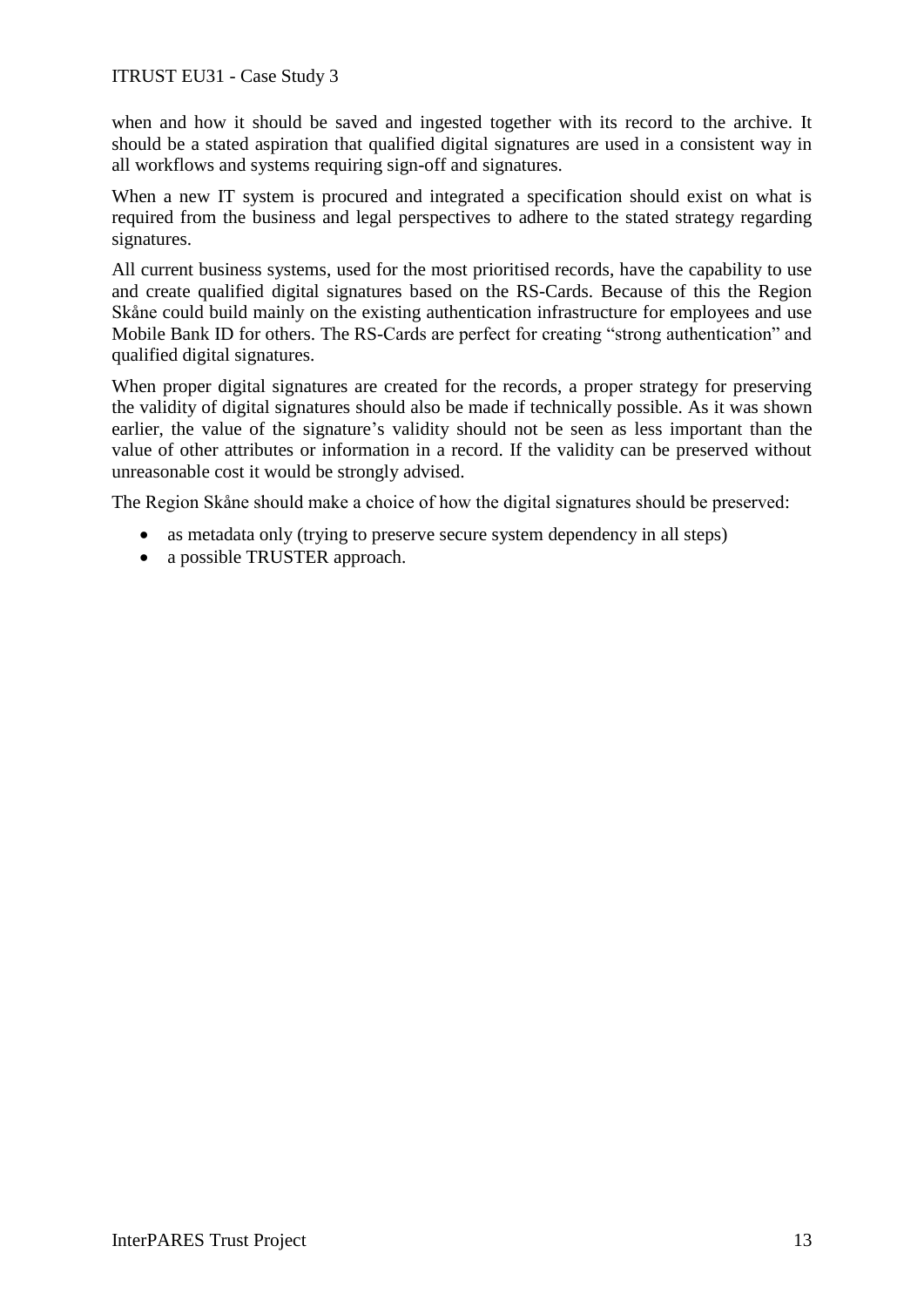when and how it should be saved and ingested together with its record to the archive. It should be a stated aspiration that qualified digital signatures are used in a consistent way in all workflows and systems requiring sign-off and signatures.

When a new IT system is procured and integrated a specification should exist on what is required from the business and legal perspectives to adhere to the stated strategy regarding signatures.

All current business systems, used for the most prioritised records, have the capability to use and create qualified digital signatures based on the RS-Cards. Because of this the Region Skåne could build mainly on the existing authentication infrastructure for employees and use Mobile Bank ID for others. The RS-Cards are perfect for creating "strong authentication" and qualified digital signatures.

When proper digital signatures are created for the records, a proper strategy for preserving the validity of digital signatures should also be made if technically possible. As it was shown earlier, the value of the signature's validity should not be seen as less important than the value of other attributes or information in a record. If the validity can be preserved without unreasonable cost it would be strongly advised.

The Region Skåne should make a choice of how the digital signatures should be preserved:

- as metadata only (trying to preserve secure system dependency in all steps)
- a possible TRUSTER approach.